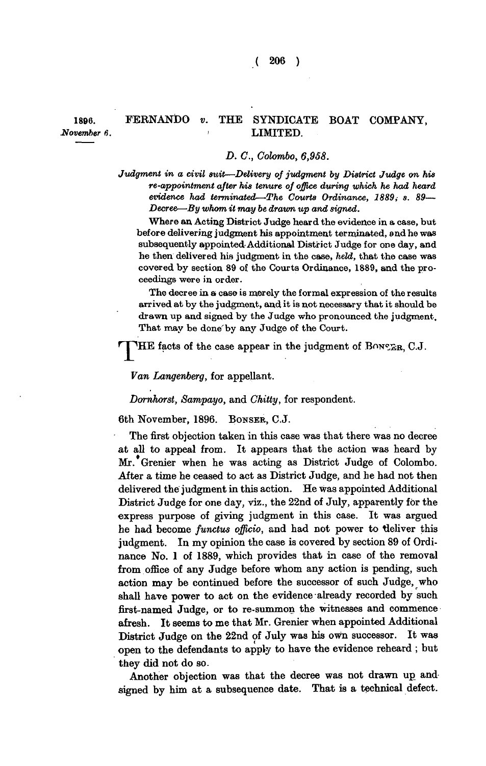1896.
*November 6.*

# FERNANDO *v.* THE SYNDICATE BOAT COMPANY, LIMITED.

*D. C., Colombo, 6,958.*

*Judgment in a civil suit—Delivery of judgment by District Judge on his re-appointment after his tenure of office during which he had heard evidence had terminated—The Courts Ordinance, 1889; s. 89—Decree—By whom it may be drawn up and signed.*

Where an Acting District Judge heard the evidence in a case, but before delivering judgment his appointment terminated, and he was subsequently appointed Additional District Judge for one day, and he then delivered his judgment in the case, *held*, that the case was covered by section 89 of the Courts Ordinance, 1889, and the proceedings were in order.

The decree in a case is merely the formal expression of the results arrived at by the judgment, and it is not necessary that it should be drawn up and signed by the Judge who pronounced the judgment. That may be done by any Judge of the Court.

THE facts of the case appear in the judgment of BONSER, C.J.

*Van Langenberg*, for appellant.

*Dornhorst, Sampayo*, and *Chitty*, for respondent.

6th November, 1896. BONSER, C.J.

The first objection taken in this case was that there was no decree at all to appeal from. It appears that the action was heard by Mr. Grenier when he was acting as District Judge of Colombo. After a time he ceased to act as District Judge, and he had not then delivered the judgment in this action. He was appointed Additional District Judge for one day, viz., the 22nd of July, apparently for the express purpose of giving judgment in this case. It was argued he had become *functus officio*, and had not power to deliver this judgment. In my opinion the case is covered by section 89 of Ordinance No. 1 of 1889, which provides that in case of the removal from office of any Judge before whom any action is pending, such action may be continued before the successor of such Judge, who shall have power to act on the evidence already recorded by such first-named Judge, or to re-summon the witnesses and commence afresh. It seems to me that Mr. Grenier when appointed Additional District Judge on the 22nd of July was his own successor. It was open to the defendants to apply to have the evidence reheard; but they did not do so.

Another objection was that the decree was not drawn up and signed by him at a subsequence date. That is a technical defect.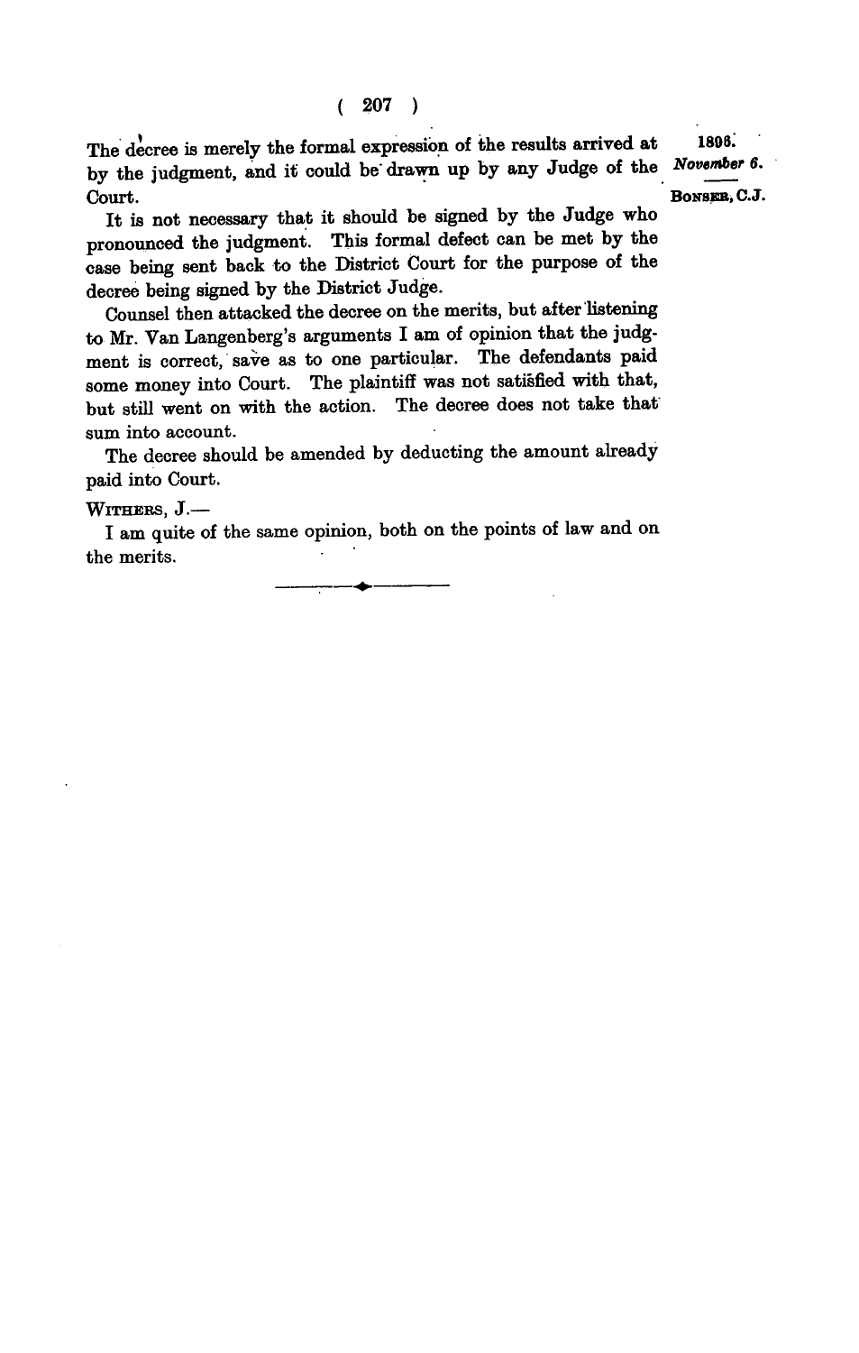The decree is merely the formal expression of the results arrived at by the judgment, and it could be drawn up by any Judge of the Court.

It is not necessary that it should be signed by the Judge who pronounced the judgment. This formal defect can be met by the case being sent back to the District Court for the purpose of the decree being signed by the District Judge.

Counsel then attacked the decree on the merits, but after listening to Mr. Van Langenberg's arguments I am of opinion that the judgment is correct, save as to one particular. The defendants paid some money into Court. The plaintiff was not satisfied with that, but still went on with the action. The decree does not take that sum into account.

The decree should be amended by deducting the amount already paid into Court.

WITHERS, J.—

I am quite of the same opinion, both on the points of law and on the merits.